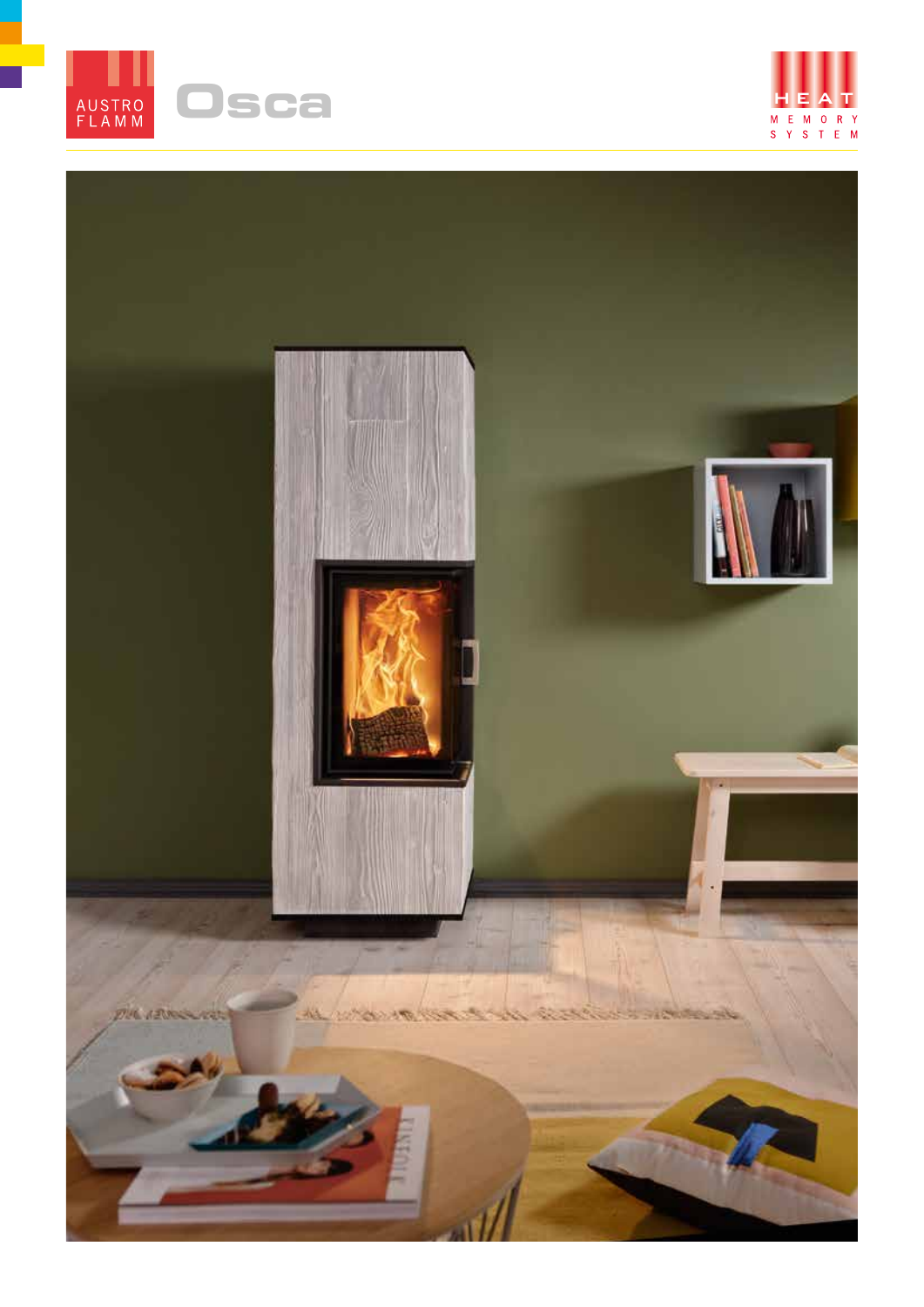AUSTRO FLAMM

# Osca

HEAT MEMORY SYSTEM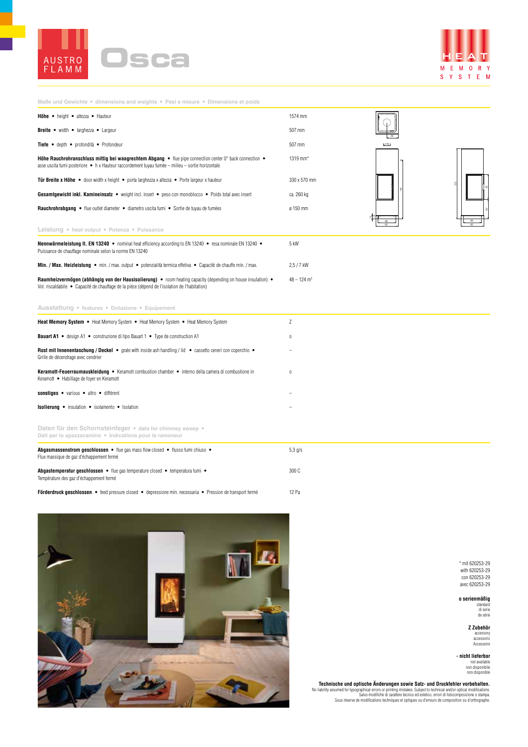# AUSTRO FLAMM Osca

HEAT MEMORY SYSTEM

## Maße und Gewichte • dimensions and weights • Pesi e misure • Dimensions et poids

| | |
|---|---|
| **Höhe** • height • altezza • Hauteur | 1574 mm |
| **Breite** • width • larghezza • Largeur | 507 mm |
| **Tiefe** • depth • profondità • Profondeur | 507 mm |
| **Höhe Rauchrohranschluss mittig bei waagrechtem Abgang** • flue pipe connection center 0° back connection • asse uscita fumi posteriore • h x Hauteur raccordement tuyau fumée – milieu – sortie horizontale | 1319 mm* |
| **Tür Breite x Höhe** • door width x height • porta larghezza x altezza • Porte largeur x hauteur | 330 x 570 mm |
| **Gesamtgewicht inkl. Kamineinsatz** • weight incl. insert • peso con monoblocco • Poids total avec insert | ca. 260 kg |
| **Rauchrohrabgang** • flue outlet diameter • diametro uscita fumi • Sortie de tuyau de fumées | ø 150 mm |

## Leistung • heat output • Potenza • Puissance

| | |
|---|---|
| **Nennwärmeleistung lt. EN 13240** • nominal heat efficiency according to EN 13240 • resa nominale EN 13240 • Puissance de chauffage nominale selon la norme EN 13240 | 5 kW |
| **Min. / Max. Heizleistung** • min. / max. output • potenzialità termica effetiva • Capacité de chauffe min. / max. | 2,5 / 7 kW |
| **Raumheizvermögen (abhängig von der Hausisolierung)** • room heating capacity (depending on house insulation) • Vol. riscaldabile • Capacité de chauffage de la pièce (dépend de l'isolation de l'habitation) | 48 – 124 m³ |

## Ausstattung • features • Dotazione • Equipement

| | |
|---|---|
| **Heat Memory System** • Heat Memory System • Heat Memory System • Heat Memory System | Z |
| **Bauart A1** • design A1 • construzione di tipo Bauart 1 • Type de construction A1 | o |
| **Rost mit Innenentaschung / Deckel** • grate with inside ash handling / lid • cassetto ceneri con coperchio • Grille de décendrage avec cendrier | – |
| **Keramott-Feuerraumauskleidung** • Keramott combustion chamber • interno della camera di combustione in Keramott • Habillage de foyer en Keramott | o |
| **sonstiges** • various • altro • différent | – |
| **Isolierung** • insulation • isolamento • Isolation | – |

## Daten für den Schornsteinfeger • data for chimney sweep • Dati per lo spazzacamino • Indications pour le ramoneur

| | |
|---|---|
| **Abgasmassenstrom geschlossen** • flue gas mass flow closed • flusso fumi chiuso • Flux massique de gaz d'échappement fermé | 5,3 g/s |
| **Abgastemperatur geschlossen** • flue gas temperature closed • temperatura fumi • Température des gaz d'échappement fermé | 300 C |
| **Förderdruck geschlossen** • feed pressure closed • depressione min. necessaria • Pression de transport fermé | 12 Pa |

\* mit 620253-29
with 620253-29
con 620253-29
avec 620253-29

**o serienmäßig**
standard
di serie
de série

**Z Zubehör**
accessory
accessorio
Accessoire

**- nicht lieferbar**
not available
non disponibile
non disponible

**Technische und optische Änderungen sowie Satz- und Druckfehler vorbehalten.**
No liability assumed for typographical errors or printing mistakes. Subject to technical and/or optical modifications.
Salvo modifiche di carattere tecnico ed estetico, errori di fotocomposizione o stampa.
Sous réserve de modifications techniques et optiques ou d'erreurs de composition ou d'orthographe.